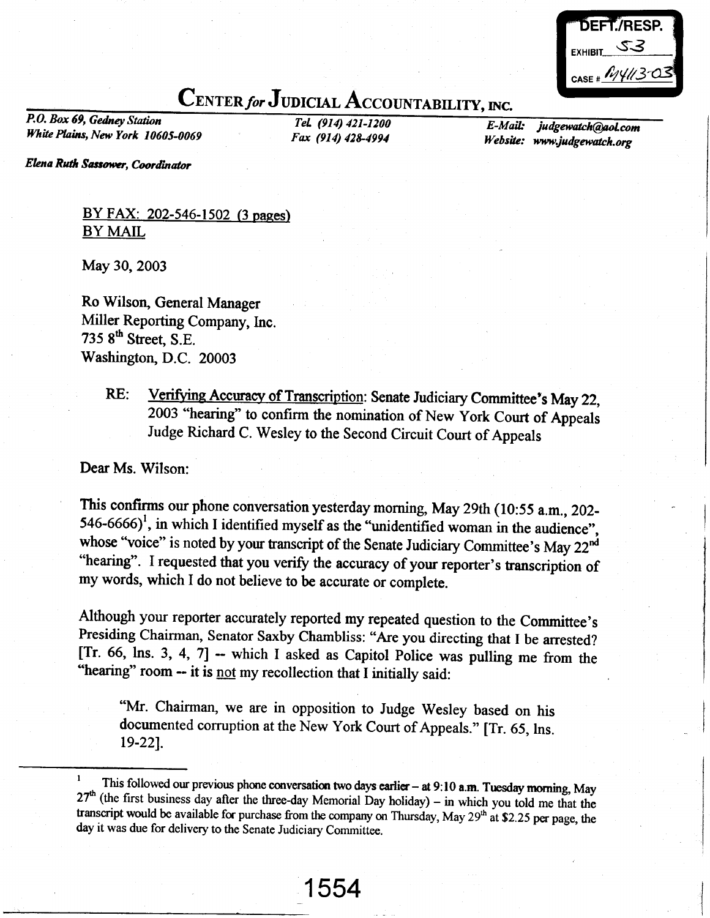DEFT./RESP.
EXHIBIT S3
CASE # M4113-03

# CENTER *for* JUDICIAL ACCOUNTABILITY, INC.

*P.O. Box 69, Gedney Station*
*White Plains, New York 10605-0069*

*Tel. (914) 421-1200*
*Fax (914) 428-4994*

*E-Mail: judgewatch@aol.com*
*Website: www.judgewatch.org*

*Elena Ruth Sassower, Coordinator*

BY FAX: 202-546-1502 (3 pages)
BY MAIL

May 30, 2003

Ro Wilson, General Manager
Miller Reporting Company, Inc.
735 8th Street, S.E.
Washington, D.C. 20003

RE: Verifying Accuracy of Transcription: Senate Judiciary Committee's May 22, 2003 "hearing" to confirm the nomination of New York Court of Appeals Judge Richard C. Wesley to the Second Circuit Court of Appeals

Dear Ms. Wilson:

This confirms our phone conversation yesterday morning, May 29th (10:55 a.m., 202-546-6666)[1], in which I identified myself as the "unidentified woman in the audience", whose "voice" is noted by your transcript of the Senate Judiciary Committee's May 22nd "hearing". I requested that you verify the accuracy of your reporter's transcription of my words, which I do not believe to be accurate or complete.

Although your reporter accurately reported my repeated question to the Committee's Presiding Chairman, Senator Saxby Chambliss: "Are you directing that I be arrested? [Tr. 66, lns. 3, 4, 7] -- which I asked as Capitol Police was pulling me from the "hearing" room -- it is not my recollection that I initially said:

> "Mr. Chairman, we are in opposition to Judge Wesley based on his documented corruption at the New York Court of Appeals." [Tr. 65, lns. 19-22].

---

[1] This followed our previous phone conversation two days earlier – at 9:10 a.m. Tuesday morning, May 27th (the first business day after the three-day Memorial Day holiday) – in which you told me that the transcript would be available for purchase from the company on Thursday, May 29th at $2.25 per page, the day it was due for delivery to the Senate Judiciary Committee.

1554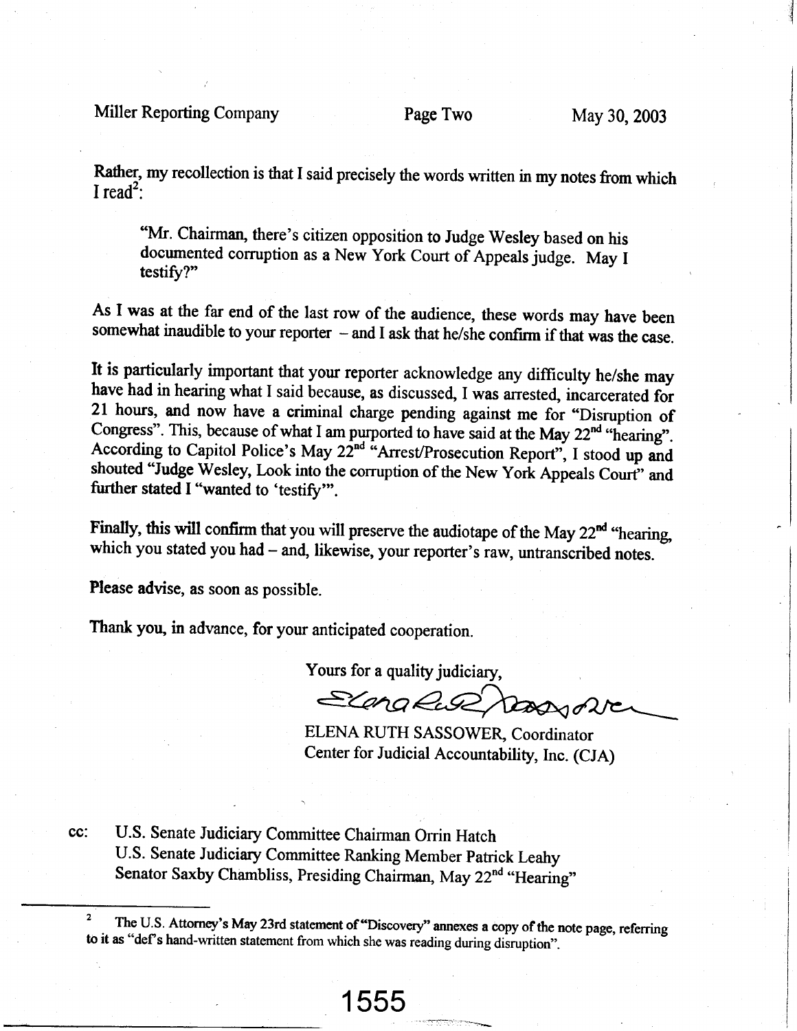Rather, my recollection is that I said precisely the words written in my notes from which I read[2]:

> "Mr. Chairman, there's citizen opposition to Judge Wesley based on his documented corruption as a New York Court of Appeals judge. May I testify?"

As I was at the far end of the last row of the audience, these words may have been somewhat inaudible to your reporter – and I ask that he/she confirm if that was the case.

It is particularly important that your reporter acknowledge any difficulty he/she may have had in hearing what I said because, as discussed, I was arrested, incarcerated for 21 hours, and now have a criminal charge pending against me for "Disruption of Congress". This, because of what I am purported to have said at the May 22nd "hearing". According to Capitol Police's May 22nd "Arrest/Prosecution Report", I stood up and shouted "Judge Wesley, Look into the corruption of the New York Appeals Court" and further stated I "wanted to 'testify'".

Finally, this will confirm that you will preserve the audiotape of the May 22nd "hearing, which you stated you had – and, likewise, your reporter's raw, untranscribed notes.

Please advise, as soon as possible.

Thank you, in advance, for your anticipated cooperation.

Yours for a quality judiciary,

ELENA RUTH SASSOWER, Coordinator
Center for Judicial Accountability, Inc. (CJA)

cc: U.S. Senate Judiciary Committee Chairman Orrin Hatch
U.S. Senate Judiciary Committee Ranking Member Patrick Leahy
Senator Saxby Chambliss, Presiding Chairman, May 22nd "Hearing"

---

[2] The U.S. Attorney's May 23rd statement of "Discovery" annexes a copy of the note page, referring to it as "def's hand-written statement from which she was reading during disruption".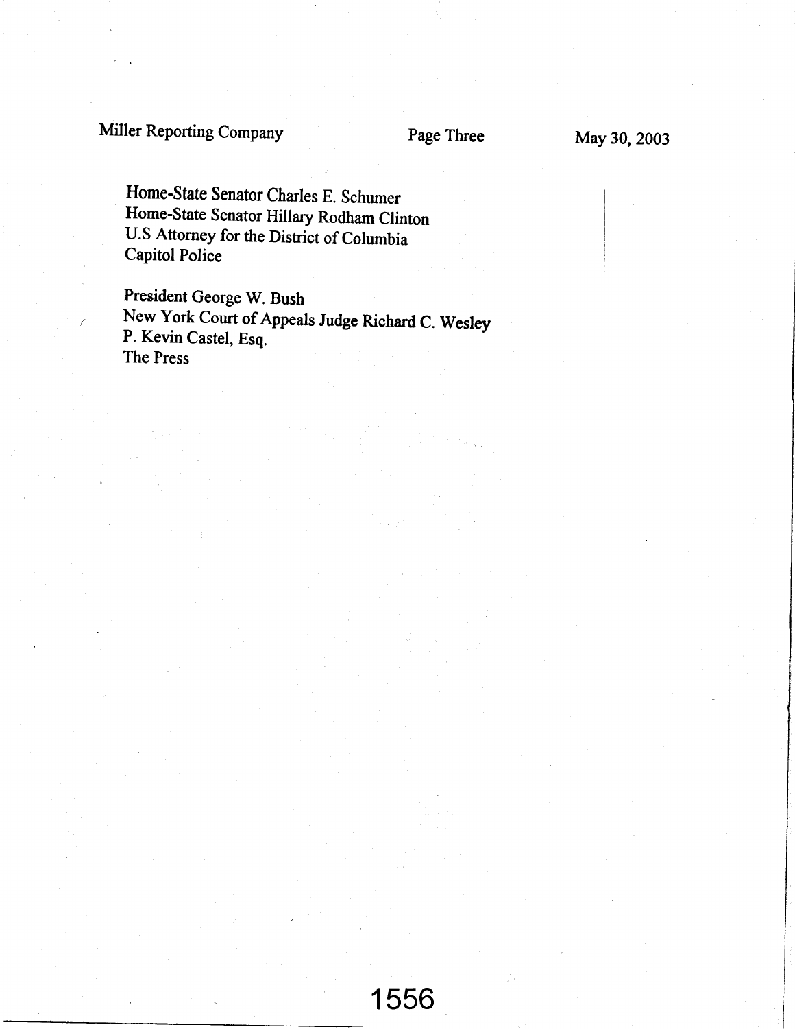Home-State Senator Charles E. Schumer
Home-State Senator Hillary Rodham Clinton
U.S Attorney for the District of Columbia
Capitol Police

President George W. Bush
New York Court of Appeals Judge Richard C. Wesley
P. Kevin Castel, Esq.
The Press